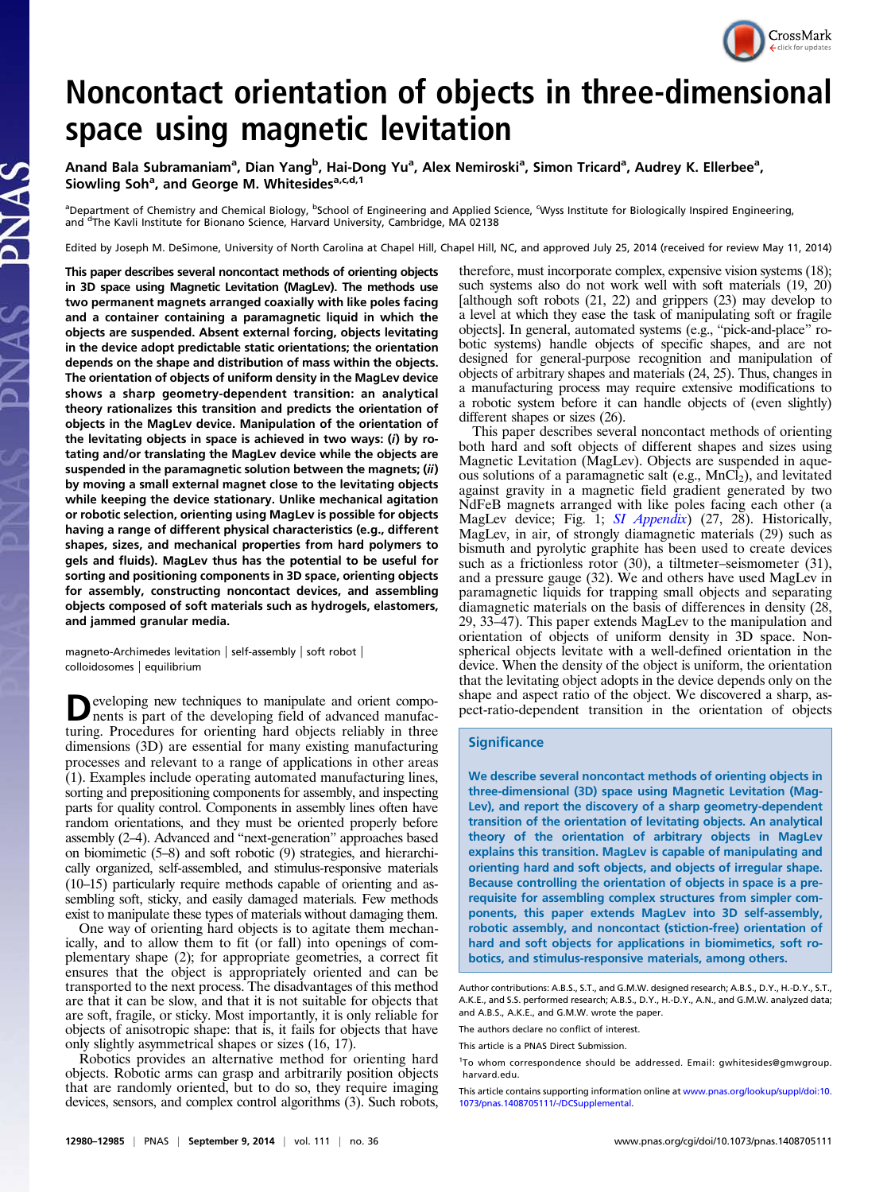# Noncontact orientation of objects in three-dimensional space using magnetic levitation

Anand Bala Subramaniam[a], Dian Yang[b], Hai-Dong Yu[a], Alex Nemiroski[a], Simon Tricard[a], Audrey K. Ellerbee[a], Siowling Soh[a], and George M. Whitesides[a,c,d,1]

[a]Department of Chemistry and Chemical Biology, [b]School of Engineering and Applied Science, [c]Wyss Institute for Biologically Inspired Engineering, and [d]The Kavli Institute for Bionano Science, Harvard University, Cambridge, MA 02138

Edited by Joseph M. DeSimone, University of North Carolina at Chapel Hill, Chapel Hill, NC, and approved July 25, 2014 (received for review May 11, 2014)

**This paper describes several noncontact methods of orienting objects in 3D space using Magnetic Levitation (MagLev). The methods use two permanent magnets arranged coaxially with like poles facing and a container containing a paramagnetic liquid in which the objects are suspended. Absent external forcing, objects levitating in the device adopt predictable static orientations; the orientation depends on the shape and distribution of mass within the objects. The orientation of objects of uniform density in the MagLev device shows a sharp geometry-dependent transition: an analytical theory rationalizes this transition and predicts the orientation of objects in the MagLev device. Manipulation of the orientation of the levitating objects in space is achieved in two ways: (*i*) by rotating and/or translating the MagLev device while the objects are suspended in the paramagnetic solution between the magnets; (*ii*) by moving a small external magnet close to the levitating objects while keeping the device stationary. Unlike mechanical agitation or robotic selection, orienting using MagLev is possible for objects having a range of different physical characteristics (e.g., different shapes, sizes, and mechanical properties from hard polymers to gels and fluids). MagLev thus has the potential to be useful for sorting and positioning components in 3D space, orienting objects for assembly, constructing noncontact devices, and assembling objects composed of soft materials such as hydrogels, elastomers, and jammed granular media.**

magneto-Archimedes levitation | self-assembly | soft robot | colloidosomes | equilibrium

Developing new techniques to manipulate and orient components is part of the developing field of advanced manufacturing. Procedures for orienting hard objects reliably in three dimensions (3D) are essential for many existing manufacturing processes and relevant to a range of applications in other areas (1). Examples include operating automated manufacturing lines, sorting and prepositioning components for assembly, and inspecting parts for quality control. Components in assembly lines often have random orientations, and they must be oriented properly before assembly (2–4). Advanced and "next-generation" approaches based on biomimetic (5–8) and soft robotic (9) strategies, and hierarchically organized, self-assembled, and stimulus-responsive materials (10–15) particularly require methods capable of orienting and assembling soft, sticky, and easily damaged materials. Few methods exist to manipulate these types of materials without damaging them.

One way of orienting hard objects is to agitate them mechanically, and to allow them to fit (or fall) into openings of complementary shape (2); for appropriate geometries, a correct fit ensures that the object is appropriately oriented and can be transported to the next process. The disadvantages of this method are that it can be slow, and that it is not suitable for objects that are soft, fragile, or sticky. Most importantly, it is only reliable for objects of anisotropic shape: that is, it fails for objects that have only slightly asymmetrical shapes or sizes (16, 17).

Robotics provides an alternative method for orienting hard objects. Robotic arms can grasp and arbitrarily position objects that are randomly oriented, but to do so, they require imaging devices, sensors, and complex control algorithms (3). Such robots, therefore, must incorporate complex, expensive vision systems (18); such systems also do not work well with soft materials (19, 20) [although soft robots (21, 22) and grippers (23) may develop to a level at which they ease the task of manipulating soft or fragile objects]. In general, automated systems (e.g., "pick-and-place" robotic systems) handle objects of specific shapes, and are not designed for general-purpose recognition and manipulation of objects of arbitrary shapes and materials (24, 25). Thus, changes in a manufacturing process may require extensive modifications to a robotic system before it can handle objects of (even slightly) different shapes or sizes (26).

This paper describes several noncontact methods of orienting both hard and soft objects of different shapes and sizes using Magnetic Levitation (MagLev). Objects are suspended in aqueous solutions of a paramagnetic salt (e.g., $MnCl_2$), and levitated against gravity in a magnetic field gradient generated by two NdFeB magnets arranged with like poles facing each other (a MagLev device; Fig. 1; *SI Appendix*) (27, 28). Historically, MagLev, in air, of strongly diamagnetic materials (29) such as bismuth and pyrolytic graphite has been used to create devices such as a frictionless rotor (30), a tiltmeter–seismometer (31), and a pressure gauge (32). We and others have used MagLev in paramagnetic liquids for trapping small objects and separating diamagnetic materials on the basis of differences in density (28, 29, 33–47). This paper extends MagLev to the manipulation and orientation of objects of uniform density in 3D space. Nonspherical objects levitate with a well-defined orientation in the device. When the density of the object is uniform, the orientation that the levitating object adopts in the device depends only on the shape and aspect ratio of the object. We discovered a sharp, aspect-ratio-dependent transition in the orientation of objects

## Significance

We describe several noncontact methods of orienting objects in three-dimensional (3D) space using Magnetic Levitation (MagLev), and report the discovery of a sharp geometry-dependent transition of the orientation of levitating objects. An analytical theory of the orientation of arbitrary objects in MagLev explains this transition. MagLev is capable of manipulating and orienting hard and soft objects, and objects of irregular shape. Because controlling the orientation of objects in space is a prerequisite for assembling complex structures from simpler components, this paper extends MagLev into 3D self-assembly, robotic assembly, and noncontact (stiction-free) orientation of hard and soft objects for applications in biomimetics, soft robotics, and stimulus-responsive materials, among others.

Author contributions: A.B.S., S.T., and G.M.W. designed research; A.B.S., D.Y., H.-D.Y., S.T., A.K.E., and S.S. performed research; A.B.S., D.Y., H.-D.Y., A.N., and G.M.W. analyzed data; and A.B.S., A.K.E., and G.M.W. wrote the paper.

The authors declare no conflict of interest.

This article is a PNAS Direct Submission.

[1]To whom correspondence should be addressed. Email: gwhitesides@gmwgroup.harvard.edu.

This article contains supporting information online at www.pnas.org/lookup/suppl/doi:10.1073/pnas.1408705111/-/DCSupplemental.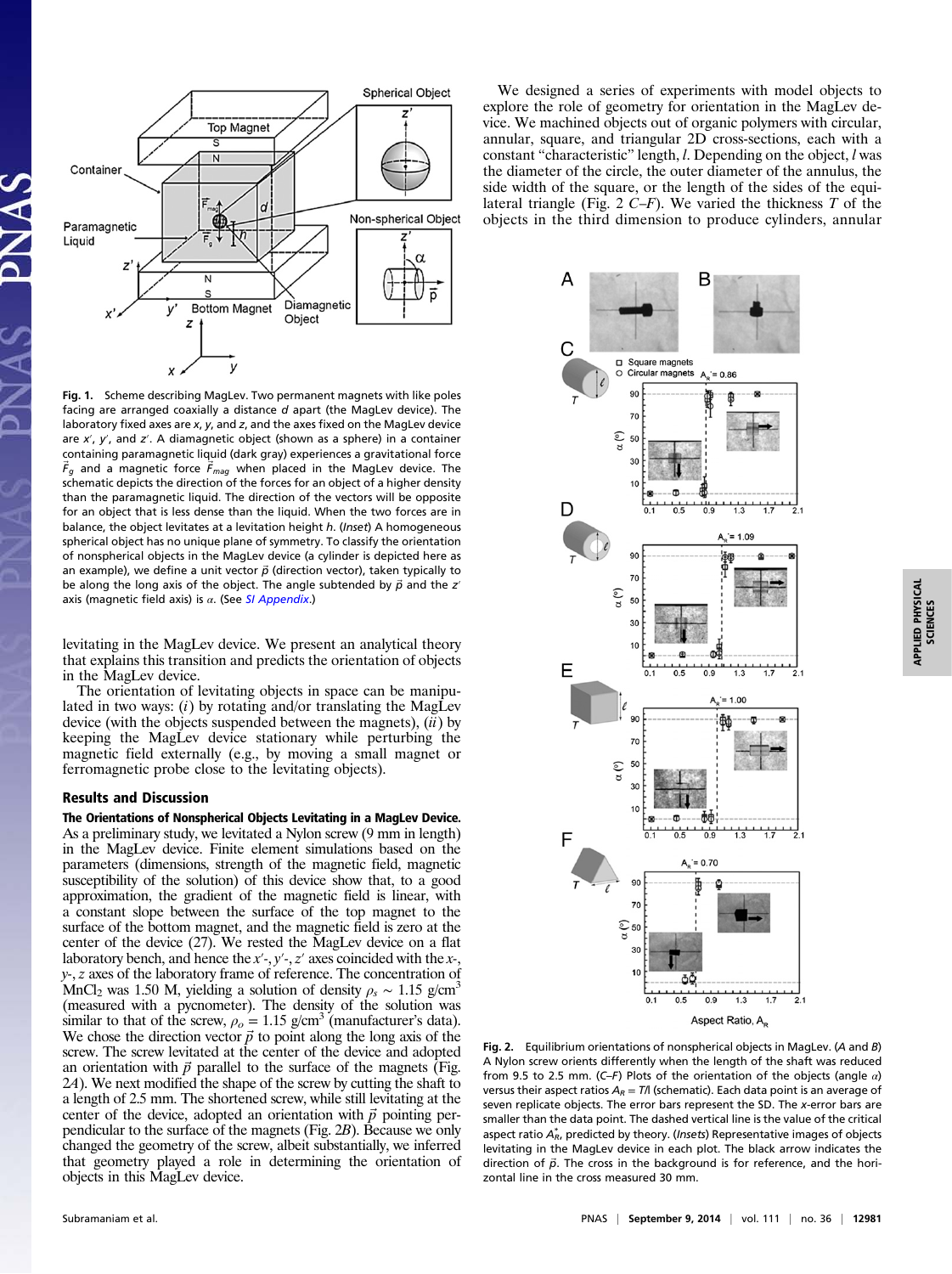**Fig. 1.** Scheme describing MagLev. Two permanent magnets with like poles facing are arranged coaxially a distance $d$ apart (the MagLev device). The laboratory fixed axes are $x$, $y$, and $z$, and the axes fixed on the MagLev device are $x'$, $y'$, and $z'$. A diamagnetic object (shown as a sphere) in a container containing paramagnetic liquid (dark gray) experiences a gravitational force $\vec{F}_g$ and a magnetic force $\vec{F}_{mag}$ when placed in the MagLev device. The schematic depicts the direction of the forces for an object of a higher density than the paramagnetic liquid. The direction of the vectors will be opposite for an object that is less dense than the liquid. When the two forces are in balance, the object levitates at a levitation height $h$. (*Inset*) A homogeneous spherical object has no unique plane of symmetry. To classify the orientation of nonspherical objects in the MagLev device (a cylinder is depicted here as an example), we define a unit vector $\vec{p}$ (direction vector), taken typically to be along the long axis of the object. The angle subtended by $\vec{p}$ and the $z'$ axis (magnetic field axis) is $\alpha$. (See *SI Appendix*.)

levitating in the MagLev device. We present an analytical theory that explains this transition and predicts the orientation of objects in the MagLev device.

The orientation of levitating objects in space can be manipulated in two ways: (*i*) by rotating and/or translating the MagLev device (with the objects suspended between the magnets), (*ii*) by keeping the MagLev device stationary while perturbing the magnetic field externally (e.g., by moving a small magnet or ferromagnetic probe close to the levitating objects).

## Results and Discussion

**The Orientations of Nonspherical Objects Levitating in a MagLev Device.** As a preliminary study, we levitated a Nylon screw (9 mm in length) in the MagLev device. Finite element simulations based on the parameters (dimensions, strength of the magnetic field, magnetic susceptibility of the solution) of this device show that, to a good approximation, the gradient of the magnetic field is linear, with a constant slope between the surface of the top magnet to the surface of the bottom magnet, and the magnetic field is zero at the center of the device (27). We rested the MagLev device on a flat laboratory bench, and hence the $x'$-, $y'$-, $z'$ axes coincided with the $x$-, $y$-, $z$ axes of the laboratory frame of reference. The concentration of $MnCl_2$ was 1.50 M, yielding a solution of density $\rho_s \sim 1.15$ g/cm$^3$ (measured with a pycnometer). The density of the solution was similar to that of the screw, $\rho_o = 1.15$ g/cm$^3$ (manufacturer's data). We chose the direction vector $\vec{p}$ to point along the long axis of the screw. The screw levitated at the center of the device and adopted an orientation with $\vec{p}$ parallel to the surface of the magnets (Fig. 2*A*). We next modified the shape of the screw by cutting the shaft to a length of 2.5 mm. The shortened screw, while still levitating at the center of the device, adopted an orientation with $\vec{p}$ pointing perpendicular to the surface of the magnets (Fig. 2*B*). Because we only changed the geometry of the screw, albeit substantially, we inferred that geometry played a role in determining the orientation of objects in this MagLev device.

We designed a series of experiments with model objects to explore the role of geometry for orientation in the MagLev device. We machined objects out of organic polymers with circular, annular, square, and triangular 2D cross-sections, each with a constant "characteristic" length, $l$. Depending on the object, $l$ was the diameter of the circle, the outer diameter of the annulus, the side width of the square, or the length of the sides of the equilateral triangle (Fig. 2 *C*–*F*). We varied the thickness $T$ of the objects in the third dimension to produce cylinders, annular

**Fig. 2.** Equilibrium orientations of nonspherical objects in MagLev. (*A* and *B*) A Nylon screw orients differently when the length of the shaft was reduced from 9.5 to 2.5 mm. (*C*–*F*) Plots of the orientation of the objects (angle $\alpha$) versus their aspect ratios $A_R = T/l$ (schematic). Each data point is an average of seven replicate objects. The error bars represent the SD. The $x$-error bars are smaller than the data point. The dashed vertical line is the value of the critical aspect ratio $A_R^*$, predicted by theory. (*Insets*) Representative images of objects levitating in the MagLev device in each plot. The black arrow indicates the direction of $\vec{p}$. The cross in the background is for reference, and the horizontal line in the cross measured 30 mm.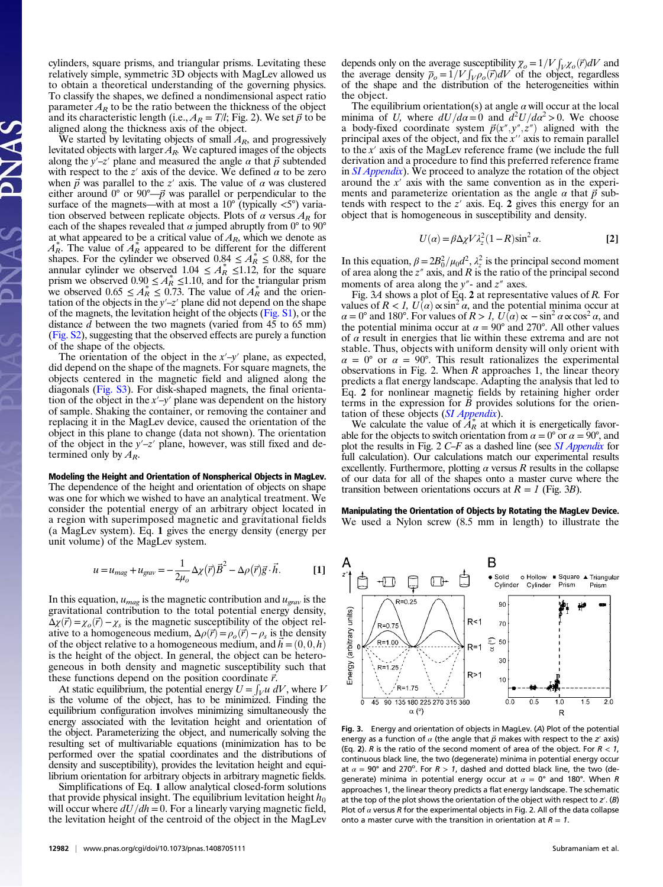cylinders, square prisms, and triangular prisms. Levitating these relatively simple, symmetric 3D objects with MagLev allowed us to obtain a theoretical understanding of the governing physics. To classify the shapes, we defined a nondimensional aspect ratio parameter $A_R$ to be the ratio between the thickness of the object and its characteristic length (i.e., $A_R = T/l$; Fig. 2). We set $\vec{p}$ to be aligned along the thickness axis of the object.

We started by levitating objects of small $A_R$, and progressively levitated objects with larger $A_R$. We captured images of the objects along the $y'$–$z'$ plane and measured the angle $\alpha$ that $\vec{p}$ subtended with respect to the $z'$ axis of the device. We defined $\alpha$ to be zero when $\vec{p}$ was parallel to the $z'$ axis. The value of $\alpha$ was clustered either around 0° or 90°—$\vec{p}$ was parallel or perpendicular to the surface of the magnets—with at most a 10° (typically <5°) variation observed between replicate objects. Plots of $\alpha$ versus $A_R$ for each of the shapes revealed that $\alpha$ jumped abruptly from 0° to 90° at what appeared to be a critical value of $A_R$, which we denote as $A_R^*$. The value of $A_R^*$ appeared to be different for the different shapes. For the cylinder we observed $0.84 \le A_R^* \le 0.88$, for the annular cylinder we observed $1.04 \le A_R^* \le 1.12$, for the square prism we observed $0.90 \le A_R^* \le 1.10$, and for the triangular prism we observed $0.65 \le A_R^* \le 0.73$. The value of $A_R^*$ and the orientation of the objects in the $y'$–$z'$ plane did not depend on the shape of the magnets, the levitation height of the objects (Fig. S1), or the distance $d$ between the two magnets (varied from 45 to 65 mm) (Fig. S2), suggesting that the observed effects are purely a function of the shape of the objects.

The orientation of the object in the $x'$–$y'$ plane, as expected, did depend on the shape of the magnets. For square magnets, the objects centered in the magnetic field and aligned along the diagonals (Fig. S3). For disk-shaped magnets, the final orientation of the object in the $x'$–$y'$ plane was dependent on the history of sample. Shaking the container, or removing the container and replacing it in the MagLev device, caused the orientation of the object in this plane to change (data not shown). The orientation of the object in the $y'$–$z'$ plane, however, was still fixed and determined only by $A_R$.

**Modeling the Height and Orientation of Nonspherical Objects in MagLev.** The dependence of the height and orientation of objects on shape was one for which we wished to have an analytical treatment. We consider the potential energy of an arbitrary object located in a region with superimposed magnetic and gravitational fields (a MagLev system). Eq. **1** gives the energy density (energy per unit volume) of the MagLev system.

$$u = u_{mag} + u_{grav} = -\frac{1}{2\mu_o}\Delta\chi(\vec{r})\vec{B}^2 - \Delta\rho(\vec{r})\vec{g}\cdot\vec{h}. \qquad [1]$$

In this equation, $u_{mag}$ is the magnetic contribution and $u_{grav}$ is the gravitational contribution to the total potential energy density, $\Delta\chi(\vec{r}) = \chi_o(\vec{r}) - \chi_s$ is the magnetic susceptibility of the object relative to a homogeneous medium, $\Delta\rho(\vec{r}) = \rho_o(\vec{r}) - \rho_s$ is the density of the object relative to a homogeneous medium, and $\vec{h} = (0,0,h)$ is the height of the object. In general, the object can be heterogeneous in both density and magnetic susceptibility such that these functions depend on the position coordinate $\vec{r}$.

At static equilibrium, the potential energy $U = \int_V u\, dV$, where $V$ is the volume of the object, has to be minimized. Finding the equilibrium configuration involves minimizing simultaneously the energy associated with the levitation height and orientation of the object. Parameterizing the object, and numerically solving the resulting set of multivariable equations (minimization has to be performed over the spatial coordinates and the distributions of density and susceptibility), provides the levitation height and equilibrium orientation for arbitrary objects in arbitrary magnetic fields.

Simplifications of Eq. **1** allow analytical closed-form solutions that provide physical insight. The equilibrium levitation height $h_0$ will occur where $dU/dh = 0$. For a linearly varying magnetic field, the levitation height of the centroid of the object in the MagLev depends only on the average susceptibility $\bar{\chi}_o = 1/V\int_V \chi_o(\vec{r})dV$ and the average density $\bar{\rho}_o = 1/V\int_V \rho_o(\vec{r})dV$ of the object, regardless of the shape and the distribution of the heterogeneities within the object.

The equilibrium orientation(s) at angle $\alpha$ will occur at the local minima of $U$, where $dU/d\alpha = 0$ and $d^2U/d\alpha^2 > 0$. We choose a body-fixed coordinate system $\vec{p}(x'', y'', z'')$ aligned with the principal axes of the object, and fix the $x''$ axis to remain parallel to the $x'$ axis of the MagLev reference frame (we include the full derivation and a procedure to find this preferred reference frame in *SI Appendix*). We proceed to analyze the rotation of the object around the $x'$ axis with the same convention as in the experiments and parameterize orientation as the angle $\alpha$ that $\vec{p}$ subtends with respect to the $z'$ axis. Eq. **2** gives this energy for an object that is homogeneous in susceptibility and density.

$$U(\alpha) = \beta\Delta\chi V\lambda_z^2(1-R)\sin^2\alpha. \qquad [2]$$

In this equation, $\beta = 2B_0^2/\mu_0 d^2$, $\lambda_z^2$ is the principal second moment of area along the $z''$ axis, and $R$ is the ratio of the principal second moments of area along the $y''$- and $z''$ axes.

Fig. 3*A* shows a plot of Eq. **2** at representative values of $R$. For values of $R < 1$, $U(\alpha) \propto \sin^2\alpha$, and the potential minima occur at $\alpha = 0°$ and 180°. For values of $R > 1$, $U(\alpha) \propto -\sin^2\alpha \propto \cos^2\alpha$, and the potential minima occur at $\alpha = 90°$ and 270°. All other values of $\alpha$ result in energies that lie within these extrema and are not stable. Thus, objects with uniform density will only orient with $\alpha = 0°$ or $\alpha = 90°$. This result rationalizes the experimental observations in Fig. 2. When $R$ approaches 1, the linear theory predicts a flat energy landscape. Adapting the analysis that led to Eq. **2** for nonlinear magnetic fields by retaining higher order terms in the expression for $\vec{B}$ provides solutions for the orientation of these objects (*SI Appendix*).

We calculate the value of $A_R^*$ at which it is energetically favorable for the objects to switch orientation from $\alpha = 0°$ or $\alpha = 90°$, and plot the results in Fig. 2 *C*–*F* as a dashed line (see *SI Appendix* for full calculation). Our calculations match our experimental results excellently. Furthermore, plotting $\alpha$ versus $R$ results in the collapse of our data for all of the shapes onto a master curve where the transition between orientations occurs at $R = 1$ (Fig. 3*B*).

**Manipulating the Orientation of Objects by Rotating the MagLev Device.** We used a Nylon screw (8.5 mm in length) to illustrate the

**Fig. 3.** Energy and orientation of objects in MagLev. (*A*) Plot of the potential energy as a function of $\alpha$ (the angle that $\vec{p}$ makes with respect to the $z'$ axis) (Eq. **2**). $R$ is the ratio of the second moment of area of the object. For $R < 1$, continuous black line, the two (degenerate) minima in potential energy occur at $\alpha = 90°$ and 270°. For $R > 1$, dashed and dotted black line, the two (degenerate) minima in potential energy occur at $\alpha = 0°$ and 180°. When $R$ approaches 1, the linear theory predicts a flat energy landscape. The schematic at the top of the plot shows the orientation of the object with respect to $z'$. (*B*) Plot of $\alpha$ versus $R$ for the experimental objects in Fig. 2. All of the data collapse onto a master curve with the transition in orientation at $R = 1$.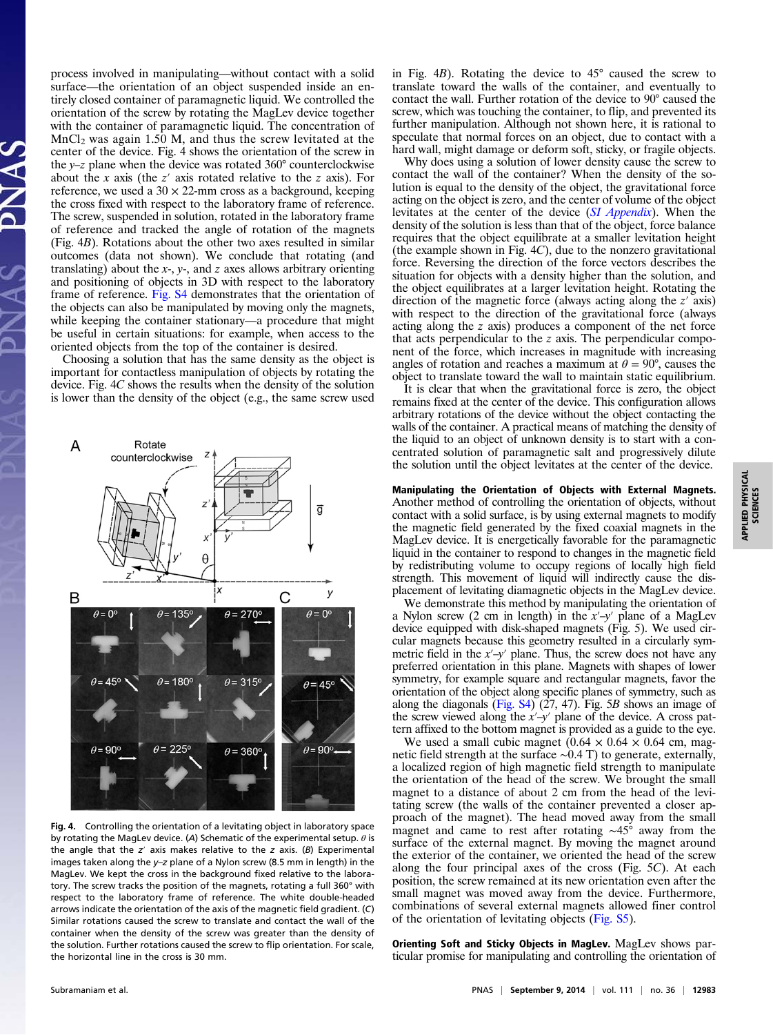process involved in manipulating—without contact with a solid surface—the orientation of an object suspended inside an entirely closed container of paramagnetic liquid. We controlled the orientation of the screw by rotating the MagLev device together with the container of paramagnetic liquid. The concentration of $MnCl_2$ was again 1.50 M, and thus the screw levitated at the center of the device. Fig. 4 shows the orientation of the screw in the $y$–$z$ plane when the device was rotated 360° counterclockwise about the $x$ axis (the $z'$ axis rotated relative to the $z$ axis). For reference, we used a 30 × 22-mm cross as a background, keeping the cross fixed with respect to the laboratory frame of reference. The screw, suspended in solution, rotated in the laboratory frame of reference and tracked the angle of rotation of the magnets (Fig. 4B). Rotations about the other two axes resulted in similar outcomes (data not shown). We conclude that rotating (and translating) about the $x$-, $y$-, and $z$ axes allows arbitrary orienting and positioning of objects in 3D with respect to the laboratory frame of reference. Fig. S4 demonstrates that the orientation of the objects can also be manipulated by moving only the magnets, while keeping the container stationary—a procedure that might be useful in certain situations: for example, when access to the oriented objects from the top of the container is desired.

Choosing a solution that has the same density as the object is important for contactless manipulation of objects by rotating the device. Fig. 4C shows the results when the density of the solution is lower than the density of the object (e.g., the same screw used in Fig. 4B). Rotating the device to 45° caused the screw to translate toward the walls of the container, and eventually to contact the wall. Further rotation of the device to 90° caused the screw, which was touching the container, to flip, and prevented its further manipulation. Although not shown here, it is rational to speculate that normal forces on an object, due to contact with a hard wall, might damage or deform soft, sticky, or fragile objects.

Why does using a solution of lower density cause the screw to contact the wall of the container? When the density of the solution is equal to the density of the object, the gravitational force acting on the object is zero, and the center of volume of the object levitates at the center of the device (*SI Appendix*). When the density of the solution is less than that of the object, force balance requires that the object equilibrate at a smaller levitation height (the example shown in Fig. 4C), due to the nonzero gravitational force. Reversing the direction of the force vectors describes the situation for objects with a density higher than the solution, and the object equilibrates at a larger levitation height. Rotating the direction of the magnetic force (always acting along the $z'$ axis) with respect to the direction of the gravitational force (always acting along the $z$ axis) produces a component of the net force that acts perpendicular to the $z$ axis. The perpendicular component of the force, which increases in magnitude with increasing angles of rotation and reaches a maximum at $\theta = 90°$, causes the object to translate toward the wall to maintain static equilibrium.

It is clear that when the gravitational force is zero, the object remains fixed at the center of the device. This configuration allows arbitrary rotations of the device without the object contacting the walls of the container. A practical means of matching the density of the liquid to an object of unknown density is to start with a concentrated solution of paramagnetic salt and progressively dilute the solution until the object levitates at the center of the device.

Fig. 4. Controlling the orientation of a levitating object in laboratory space by rotating the MagLev device. (A) Schematic of the experimental setup. $\theta$ is the angle that the $z'$ axis makes relative to the $z$ axis. (B) Experimental images taken along the $y$–$z$ plane of a Nylon screw (8.5 mm in length) in the MagLev. We kept the cross in the background fixed relative to the laboratory. The screw tracks the position of the magnets, rotating a full 360° with respect to the laboratory frame of reference. The white double-headed arrows indicate the orientation of the axis of the magnetic field gradient. (C) Similar rotations caused the screw to translate and contact the wall of the container when the density of the screw was greater than the density of the solution. Further rotations caused the screw to flip orientation. For scale, the horizontal line in the cross is 30 mm.

**Manipulating the Orientation of Objects with External Magnets.** Another method of controlling the orientation of objects, without contact with a solid surface, is by using external magnets to modify the magnetic field generated by the fixed coaxial magnets in the MagLev device. It is energetically favorable for the paramagnetic liquid in the container to respond to changes in the magnetic field by redistributing volume to occupy regions of locally high field strength. This movement of liquid will indirectly cause the displacement of levitating diamagnetic objects in the MagLev device.

We demonstrate this method by manipulating the orientation of a Nylon screw (2 cm in length) in the $x'$–$y'$ plane of a MagLev device equipped with disk-shaped magnets (Fig. 5). We used circular magnets because this geometry resulted in a circularly symmetric field in the $x'$–$y'$ plane. Thus, the screw does not have any preferred orientation in this plane. Magnets with shapes of lower symmetry, for example square and rectangular magnets, favor the orientation of the object along specific planes of symmetry, such as along the diagonals (Fig. S4) (27, 47). Fig. 5B shows an image of the screw viewed along the $x'$–$y'$ plane of the device. A cross pattern affixed to the bottom magnet is provided as a guide to the eye.

We used a small cubic magnet (0.64 × 0.64 × 0.64 cm, magnetic field strength at the surface ~0.4 T) to generate, externally, a localized region of high magnetic field strength to manipulate the orientation of the head of the screw. We brought the small magnet to a distance of about 2 cm from the head of the levitating screw (the walls of the container prevented a closer approach of the magnet). The head moved away from the small magnet and came to rest after rotating ~45° away from the surface of the external magnet. By moving the magnet around the exterior of the container, we oriented the head of the screw along the four principal axes of the cross (Fig. 5C). At each position, the screw remained at its new orientation even after the small magnet was moved away from the device. Furthermore, combinations of several external magnets allowed finer control of the orientation of levitating objects (Fig. S5).

**Orienting Soft and Sticky Objects in MagLev.** MagLev shows particular promise for manipulating and controlling the orientation of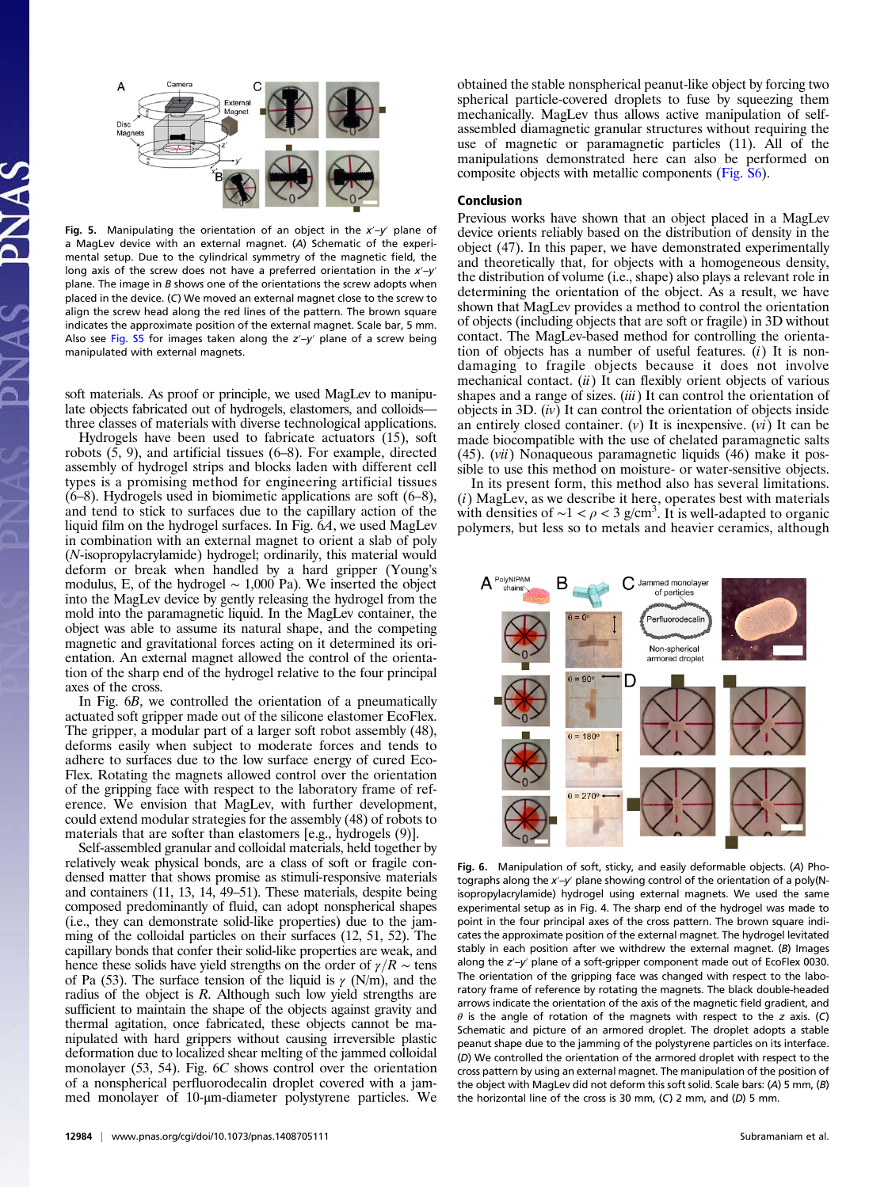Fig. 5. Manipulating the orientation of an object in the $x'$–$y'$ plane of a MagLev device with an external magnet. (A) Schematic of the experimental setup. Due to the cylindrical symmetry of the magnetic field, the long axis of the screw does not have a preferred orientation in the $x'$–$y'$ plane. The image in B shows one of the orientations the screw adopts when placed in the device. (C) We moved an external magnet close to the screw to align the screw head along the red lines of the pattern. The brown square indicates the approximate position of the external magnet. Scale bar, 5 mm. Also see Fig. S5 for images taken along the $z'$–$y'$ plane of a screw being manipulated with external magnets.

soft materials. As proof or principle, we used MagLev to manipulate objects fabricated out of hydrogels, elastomers, and colloids—three classes of materials with diverse technological applications.

Hydrogels have been used to fabricate actuators (15), soft robots (5, 9), and artificial tissues (6–8). For example, directed assembly of hydrogel strips and blocks laden with different cell types is a promising method for engineering artificial tissues (6–8). Hydrogels used in biomimetic applications are soft (6–8), and tend to stick to surfaces due to the capillary action of the liquid film on the hydrogel surfaces. In Fig. 6A, we used MagLev in combination with an external magnet to orient a slab of poly(*N*-isopropylacrylamide) hydrogel; ordinarily, this material would deform or break when handled by a hard gripper (Young's modulus, E, of the hydrogel ~ 1,000 Pa). We inserted the object into the MagLev device by gently releasing the hydrogel from the mold into the paramagnetic liquid. In the MagLev container, the object was able to assume its natural shape, and the competing magnetic and gravitational forces acting on it determined its orientation. An external magnet allowed the control of the orientation of the sharp end of the hydrogel relative to the four principal axes of the cross.

In Fig. 6B, we controlled the orientation of a pneumatically actuated soft gripper made out of the silicone elastomer EcoFlex. The gripper, a modular part of a larger soft robot assembly (48), deforms easily when subject to moderate forces and tends to adhere to surfaces due to the low surface energy of cured EcoFlex. Rotating the magnets allowed control over the orientation of the gripping face with respect to the laboratory frame of reference. We envision that MagLev, with further development, could extend modular strategies for the assembly (48) of robots to materials that are softer than elastomers [e.g., hydrogels (9)].

Self-assembled granular and colloidal materials, held together by relatively weak physical bonds, are a class of soft or fragile condensed matter that shows promise as stimuli-responsive materials and containers (11, 13, 14, 49–51). These materials, despite being composed predominantly of fluid, can adopt nonspherical shapes (i.e., they can demonstrate solid-like properties) due to the jamming of the colloidal particles on their surfaces (12, 51, 52). The capillary bonds that confer their solid-like properties are weak, and hence these solids have yield strengths on the order of $\gamma/R$ ~ tens of Pa (53). The surface tension of the liquid is $\gamma$ (N/m), and the radius of the object is $R$. Although such low yield strengths are sufficient to maintain the shape of the objects against gravity and thermal agitation, once fabricated, these objects cannot be manipulated with hard grippers without causing irreversible plastic deformation due to localized shear melting of the jammed colloidal monolayer (53, 54). Fig. 6C shows control over the orientation of a nonspherical perfluorodecalin droplet covered with a jammed monolayer of 10-μm-diameter polystyrene particles. We obtained the stable nonspherical peanut-like object by forcing two spherical particle-covered droplets to fuse by squeezing them mechanically. MagLev thus allows active manipulation of self-assembled diamagnetic granular structures without requiring the use of magnetic or paramagnetic particles (11). All of the manipulations demonstrated here can also be performed on composite objects with metallic components (Fig. S6).

## Conclusion

Previous works have shown that an object placed in a MagLev device orients reliably based on the distribution of density in the object (47). In this paper, we have demonstrated experimentally and theoretically that, for objects with a homogeneous density, the distribution of volume (i.e., shape) also plays a relevant role in determining the orientation of the object. As a result, we have shown that MagLev provides a method to control the orientation of objects (including objects that are soft or fragile) in 3D without contact. The MagLev-based method for controlling the orientation of objects has a number of useful features. (*i*) It is nondamaging to fragile objects because it does not involve mechanical contact. (*ii*) It can flexibly orient objects of various shapes and a range of sizes. (*iii*) It can control the orientation of objects in 3D. (*iv*) It can control the orientation of objects inside an entirely closed container. (*v*) It is inexpensive. (*vi*) It can be made biocompatible with the use of chelated paramagnetic salts (45). (*vii*) Nonaqueous paramagnetic liquids (46) make it possible to use this method on moisture- or water-sensitive objects.

In its present form, this method also has several limitations. (*i*) MagLev, as we describe it here, operates best with materials with densities of ~$1 < \rho < 3$ g/cm$^3$. It is well-adapted to organic polymers, but less so to metals and heavier ceramics, although

Fig. 6. Manipulation of soft, sticky, and easily deformable objects. (A) Photographs along the $x'$–$y'$ plane showing control of the orientation of a poly(N-isopropylacrylamide) hydrogel using external magnets. We used the same experimental setup as in Fig. 4. The sharp end of the hydrogel was made to point in the four principal axes of the cross pattern. The brown square indicates the approximate position of the external magnet. The hydrogel levitated stably in each position after we withdrew the external magnet. (B) Images along the $z'$–$y'$ plane of a soft-gripper component made out of EcoFlex 0030. The orientation of the gripping face was changed with respect to the laboratory frame of reference by rotating the magnets. The black double-headed arrows indicate the orientation of the axis of the magnetic field gradient, and $\theta$ is the angle of rotation of the magnets with respect to the $z$ axis. (C) Schematic and picture of an armored droplet. The droplet adopts a stable peanut shape due to the jamming of the polystyrene particles on its interface. (D) We controlled the orientation of the armored droplet with respect to the cross pattern by using an external magnet. The manipulation of the position of the object with MagLev did not deform this soft solid. Scale bars: (A) 5 mm, (B) the horizontal line of the cross is 30 mm, (C) 2 mm, and (D) 5 mm.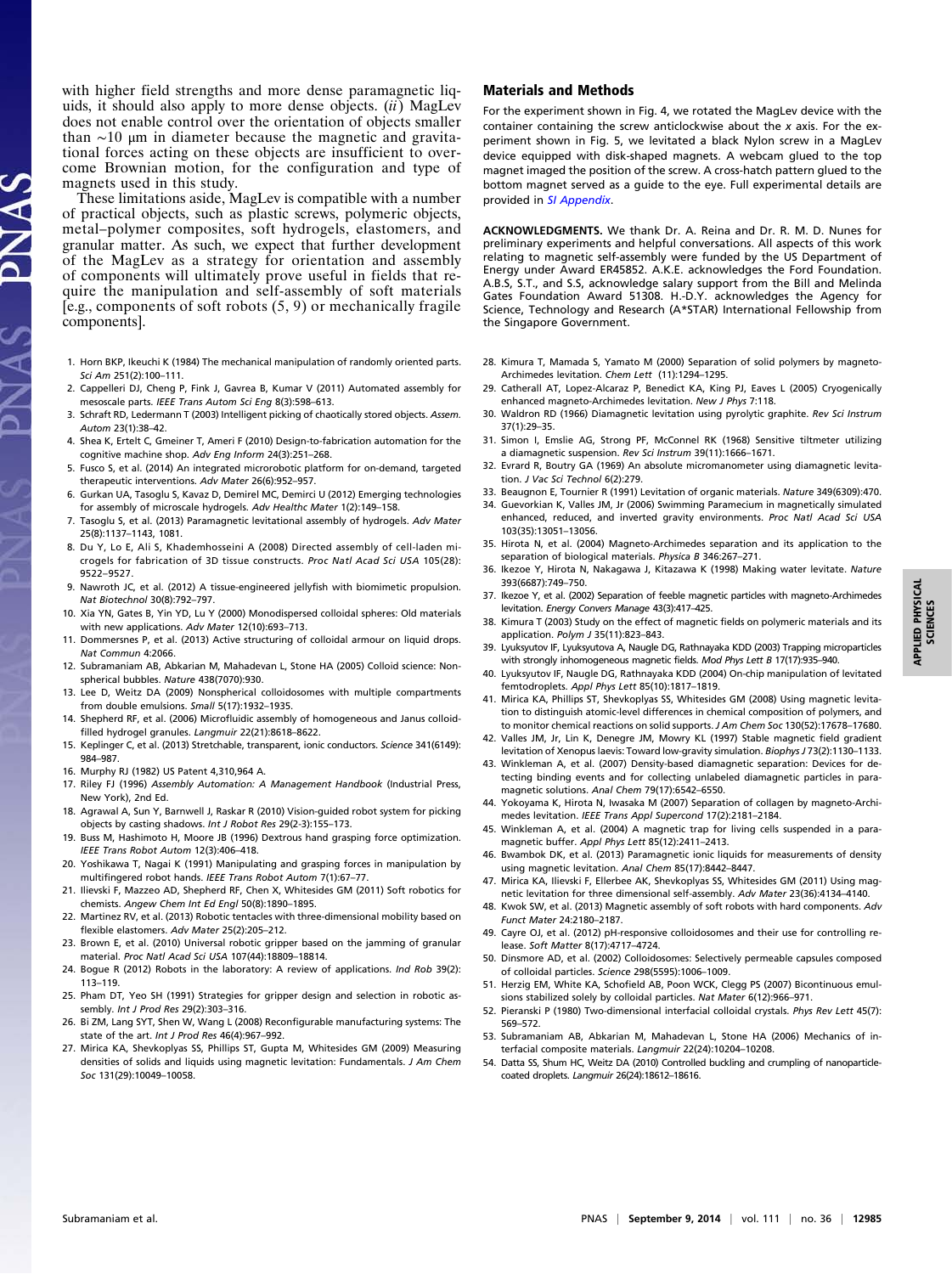with higher field strengths and more dense paramagnetic liquids, it should also apply to more dense objects. (*ii*) MagLev does not enable control over the orientation of objects smaller than ∼10 μm in diameter because the magnetic and gravitational forces acting on these objects are insufficient to overcome Brownian motion, for the configuration and type of magnets used in this study.

These limitations aside, MagLev is compatible with a number of practical objects, such as plastic screws, polymeric objects, metal–polymer composites, soft hydrogels, elastomers, and granular matter. As such, we expect that further development of the MagLev as a strategy for orientation and assembly of components will ultimately prove useful in fields that require the manipulation and self-assembly of soft materials [e.g., components of soft robots (5, 9) or mechanically fragile components].

## Materials and Methods

For the experiment shown in Fig. 4, we rotated the MagLev device with the container containing the screw anticlockwise about the $x$ axis. For the experiment shown in Fig. 5, we levitated a black Nylon screw in a MagLev device equipped with disk-shaped magnets. A webcam glued to the top magnet imaged the position of the screw. A cross-hatch pattern glued to the bottom magnet served as a guide to the eye. Full experimental details are provided in *SI Appendix*.

**ACKNOWLEDGMENTS.** We thank Dr. A. Reina and Dr. R. M. D. Nunes for preliminary experiments and helpful conversations. All aspects of this work relating to magnetic self-assembly were funded by the US Department of Energy under Award ER45852. A.K.E. acknowledges the Ford Foundation. A.B.S, S.T., and S.S, acknowledge salary support from the Bill and Melinda Gates Foundation Award 51308. H.-D.Y. acknowledges the Agency for Science, Technology and Research (A*STAR) International Fellowship from the Singapore Government.

1. Horn BKP, Ikeuchi K (1984) The mechanical manipulation of randomly oriented parts. *Sci Am* 251(2):100–111.
2. Cappelleri DJ, Cheng P, Fink J, Gavrea B, Kumar V (2011) Automated assembly for mesoscale parts. *IEEE Trans Autom Sci Eng* 8(3):598–613.
3. Schraft RD, Ledermann T (2003) Intelligent picking of chaotically stored objects. *Assem. Autom* 23(1):38–42.
4. Shea K, Ertelt C, Gmeiner T, Ameri F (2010) Design-to-fabrication automation for the cognitive machine shop. *Adv Eng Inform* 24(3):251–268.
5. Fusco S, et al. (2014) An integrated microrobotic platform for on-demand, targeted therapeutic interventions. *Adv Mater* 26(6):952–957.
6. Gurkan UA, Tasoglu S, Kavaz D, Demirel MC, Demirci U (2012) Emerging technologies for assembly of microscale hydrogels. *Adv Healthc Mater* 1(2):149–158.
7. Tasoglu S, et al. (2013) Paramagnetic levitational assembly of hydrogels. *Adv Mater* 25(8):1137–1143, 1081.
8. Du Y, Lo E, Ali S, Khademhosseini A (2008) Directed assembly of cell-laden microgels for fabrication of 3D tissue constructs. *Proc Natl Acad Sci USA* 105(28): 9522–9527.
9. Nawroth JC, et al. (2012) A tissue-engineered jellyfish with biomimetic propulsion. *Nat Biotechnol* 30(8):792–797.
10. Xia YN, Gates B, Yin YD, Lu Y (2000) Monodispersed colloidal spheres: Old materials with new applications. *Adv Mater* 12(10):693–713.
11. Dommersnes P, et al. (2013) Active structuring of colloidal armour on liquid drops. *Nat Commun* 4:2066.
12. Subramaniam AB, Abkarian M, Mahadevan L, Stone HA (2005) Colloid science: Non-spherical bubbles. *Nature* 438(7070):930.
13. Lee D, Weitz DA (2009) Nonspherical colloidosomes with multiple compartments from double emulsions. *Small* 5(17):1932–1935.
14. Shepherd RF, et al. (2006) Microfluidic assembly of homogeneous and Janus colloid-filled hydrogel granules. *Langmuir* 22(21):8618–8622.
15. Keplinger C, et al. (2013) Stretchable, transparent, ionic conductors. *Science* 341(6149): 984–987.
16. Murphy RJ (1982) US Patent 4,310,964 A.
17. Riley FJ (1996) *Assembly Automation: A Management Handbook* (Industrial Press, New York), 2nd Ed.
18. Agrawal A, Sun Y, Barnwell J, Raskar R (2010) Vision-guided robot system for picking objects by casting shadows. *Int J Robot Res* 29(2-3):155–173.
19. Buss M, Hashimoto H, Moore JB (1996) Dextrous hand grasping force optimization. *IEEE Trans Robot Autom* 12(3):406–418.
20. Yoshikawa T, Nagai K (1991) Manipulating and grasping forces in manipulation by multifingered robot hands. *IEEE Trans Robot Autom* 7(1):67–77.
21. Ilievski F, Mazzeo AD, Shepherd RF, Chen X, Whitesides GM (2011) Soft robotics for chemists. *Angew Chem Int Ed Engl* 50(8):1890–1895.
22. Martinez RV, et al. (2013) Robotic tentacles with three-dimensional mobility based on flexible elastomers. *Adv Mater* 25(2):205–212.
23. Brown E, et al. (2010) Universal robotic gripper based on the jamming of granular material. *Proc Natl Acad Sci USA* 107(44):18809–18814.
24. Bogue R (2012) Robots in the laboratory: A review of applications. *Ind Rob* 39(2): 113–119.
25. Pham DT, Yeo SH (1991) Strategies for gripper design and selection in robotic assembly. *Int J Prod Res* 29(2):303–316.
26. Bi ZM, Lang SYT, Shen W, Wang L (2008) Reconfigurable manufacturing systems: The state of the art. *Int J Prod Res* 46(4):967–992.
27. Mirica KA, Shevkoplyas SS, Phillips ST, Gupta M, Whitesides GM (2009) Measuring densities of solids and liquids using magnetic levitation: Fundamentals. *J Am Chem Soc* 131(29):10049–10058.
28. Kimura T, Mamada S, Yamato M (2000) Separation of solid polymers by magneto-Archimedes levitation. *Chem Lett* (11):1294–1295.
29. Catherall AT, Lopez-Alcaraz P, Benedict KA, King PJ, Eaves L (2005) Cryogenically enhanced magneto-Archimedes levitation. *New J Phys* 7:118.
30. Waldron RD (1966) Diamagnetic levitation using pyrolytic graphite. *Rev Sci Instrum* 37(1):29–35.
31. Simon I, Emslie AG, Strong PF, McConnel RK (1968) Sensitive tiltmeter utilizing a diamagnetic suspension. *Rev Sci Instrum* 39(11):1666–1671.
32. Evrard R, Boutry GA (1969) An absolute micromanometer using diamagnetic levitation. *J Vac Sci Technol* 6(2):279.
33. Beaugnon E, Tournier R (1991) Levitation of organic materials. *Nature* 349(6309):470.
34. Guevorkian K, Valles JM, Jr (2006) Swimming Paramecium in magnetically simulated enhanced, reduced, and inverted gravity environments. *Proc Natl Acad Sci USA* 103(35):13051–13056.
35. Hirota N, et al. (2004) Magneto-Archimedes separation and its application to the separation of biological materials. *Physica B* 346:267–271.
36. Ikezoe Y, Hirota N, Nakagawa J, Kitazawa K (1998) Making water levitate. *Nature* 393(6687):749–750.
37. Ikezoe Y, et al. (2002) Separation of feeble magnetic particles with magneto-Archimedes levitation. *Energy Convers Manage* 43(3):417–425.
38. Kimura T (2003) Study on the effect of magnetic fields on polymeric materials and its application. *Polym J* 35(11):823–843.
39. Lyuksyutov IF, Lyuksyutova A, Naugle DG, Rathnayaka KDD (2003) Trapping microparticles with strongly inhomogeneous magnetic fields. *Mod Phys Lett B* 17(17):935–940.
40. Lyuksyutov IF, Naugle DG, Rathnayaka KDD (2004) On-chip manipulation of levitated femtodroplets. *Appl Phys Lett* 85(10):1817–1819.
41. Mirica KA, Phillips ST, Shevkoplyas SS, Whitesides GM (2008) Using magnetic levitation to distinguish atomic-level differences in chemical composition of polymers, and to monitor chemical reactions on solid supports. *J Am Chem Soc* 130(52):17678–17680.
42. Valles JM, Jr, Lin K, Denegre JM, Mowry KL (1997) Stable magnetic field gradient levitation of Xenopus laevis: Toward low-gravity simulation. *Biophys J* 73(2):1130–1133.
43. Winkleman A, et al. (2007) Density-based diamagnetic separation: Devices for detecting binding events and for collecting unlabeled diamagnetic particles in paramagnetic solutions. *Anal Chem* 79(17):6542–6550.
44. Yokoyama K, Hirota N, Iwasaka M (2007) Separation of collagen by magneto-Archimedes levitation. *IEEE Trans Appl Supercond* 17(2):2181–2184.
45. Winkleman A, et al. (2004) A magnetic trap for living cells suspended in a paramagnetic buffer. *Appl Phys Lett* 85(12):2411–2413.
46. Bwambok DK, et al. (2013) Paramagnetic ionic liquids for measurements of density using magnetic levitation. *Anal Chem* 85(17):8442–8447.
47. Mirica KA, Ilievski F, Ellerbee AK, Shevkoplyas SS, Whitesides GM (2011) Using magnetic levitation for three dimensional self-assembly. *Adv Mater* 23(36):4134–4140.
48. Kwok SW, et al. (2013) Magnetic assembly of soft robots with hard components. *Adv Funct Mater* 24:2180–2187.
49. Cayre OJ, et al. (2012) pH-responsive colloidosomes and their use for controlling release. *Soft Matter* 8(17):4717–4724.
50. Dinsmore AD, et al. (2002) Colloidosomes: Selectively permeable capsules composed of colloidal particles. *Science* 298(5595):1006–1009.
51. Herzig EM, White KA, Schofield AB, Poon WCK, Clegg PS (2007) Bicontinuous emulsions stabilized solely by colloidal particles. *Nat Mater* 6(12):966–971.
52. Pieranski P (1980) Two-dimensional interfacial colloidal crystals. *Phys Rev Lett* 45(7): 569–572.
53. Subramaniam AB, Abkarian M, Mahadevan L, Stone HA (2006) Mechanics of interfacial composite materials. *Langmuir* 22(24):10204–10208.
54. Datta SS, Shum HC, Weitz DA (2010) Controlled buckling and crumpling of nanoparticle-coated droplets. *Langmuir* 26(24):18612–18616.